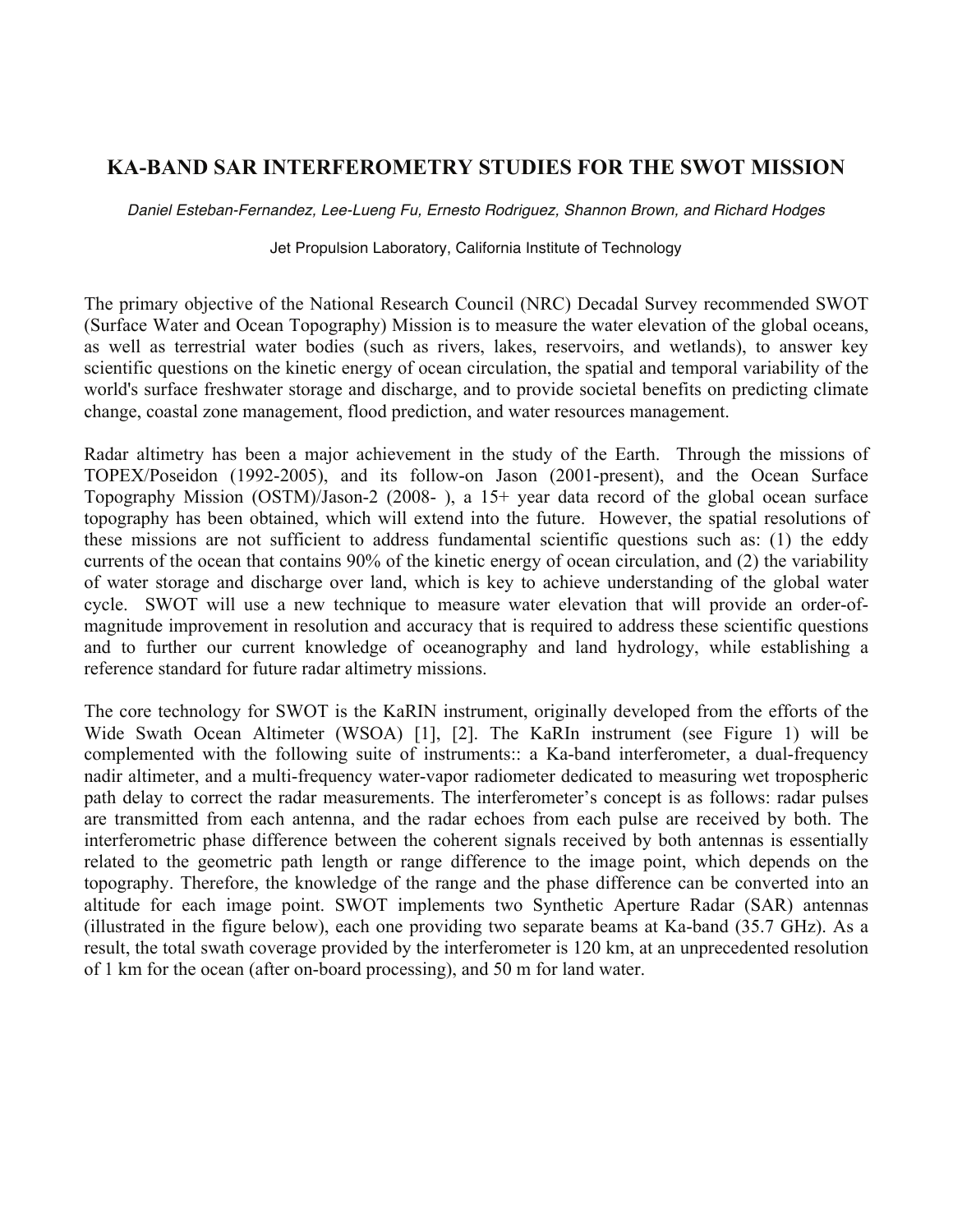# KA-BAND SAR INTERFEROMETRY STUDIES FOR THE SWOT MISSION

*Daniel Esteban-Fernandez, Lee-Lueng Fu, Ernesto Rodriguez, Shannon Brown, and Richard Hodges*

Jet Propulsion Laboratory, California Institute of Technology

The primary objective of the National Research Council (NRC) Decadal Survey recommended SWOT (Surface Water and Ocean Topography) Mission is to measure the water elevation of the global oceans, as well as terrestrial water bodies (such as rivers, lakes, reservoirs, and wetlands), to answer key scientific questions on the kinetic energy of ocean circulation, the spatial and temporal variability of the world's surface freshwater storage and discharge, and to provide societal benefits on predicting climate change, coastal zone management, flood prediction, and water resources management.

Radar altimetry has been a major achievement in the study of the Earth. Through the missions of TOPEX/Poseidon (1992-2005), and its follow-on Jason (2001-present), and the Ocean Surface Topography Mission (OSTM)/Jason-2 (2008- ), a 15+ year data record of the global ocean surface topography has been obtained, which will extend into the future. However, the spatial resolutions of these missions are not sufficient to address fundamental scientific questions such as: (1) the eddy currents of the ocean that contains 90% of the kinetic energy of ocean circulation, and (2) the variability of water storage and discharge over land, which is key to achieve understanding of the global water cycle. SWOT will use a new technique to measure water elevation that will provide an order-of-magnitude improvement in resolution and accuracy that is required to address these scientific questions and to further our current knowledge of oceanography and land hydrology, while establishing a reference standard for future radar altimetry missions.

The core technology for SWOT is the KaRIN instrument, originally developed from the efforts of the Wide Swath Ocean Altimeter (WSOA) [1], [2]. The KaRIn instrument (see Figure 1) will be complemented with the following suite of instruments:: a Ka-band interferometer, a dual-frequency nadir altimeter, and a multi-frequency water-vapor radiometer dedicated to measuring wet tropospheric path delay to correct the radar measurements. The interferometer's concept is as follows: radar pulses are transmitted from each antenna, and the radar echoes from each pulse are received by both. The interferometric phase difference between the coherent signals received by both antennas is essentially related to the geometric path length or range difference to the image point, which depends on the topography. Therefore, the knowledge of the range and the phase difference can be converted into an altitude for each image point. SWOT implements two Synthetic Aperture Radar (SAR) antennas (illustrated in the figure below), each one providing two separate beams at Ka-band (35.7 GHz). As a result, the total swath coverage provided by the interferometer is 120 km, at an unprecedented resolution of 1 km for the ocean (after on-board processing), and 50 m for land water.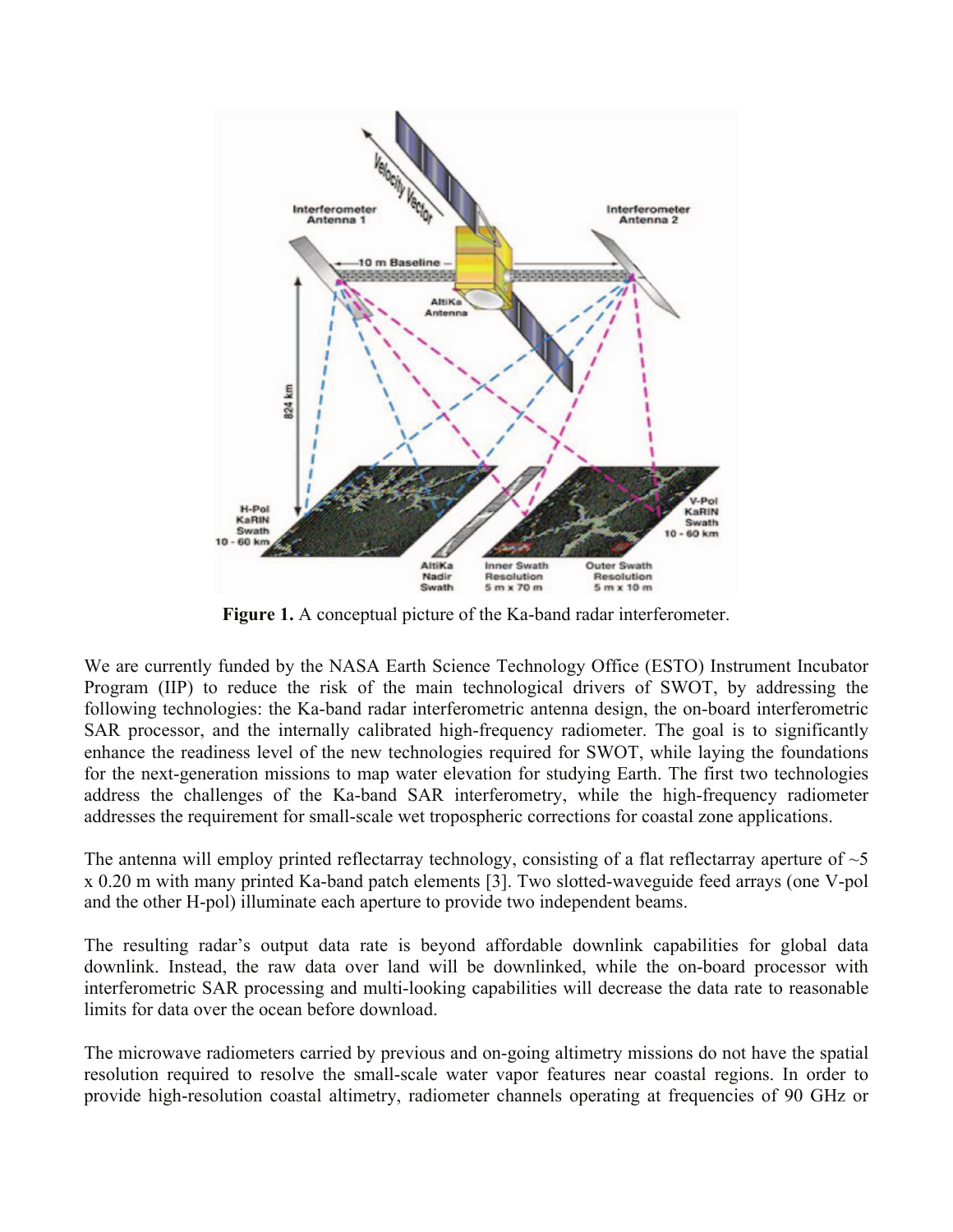**Figure 1.** A conceptual picture of the Ka-band radar interferometer.

We are currently funded by the NASA Earth Science Technology Office (ESTO) Instrument Incubator Program (IIP) to reduce the risk of the main technological drivers of SWOT, by addressing the following technologies: the Ka-band radar interferometric antenna design, the on-board interferometric SAR processor, and the internally calibrated high-frequency radiometer. The goal is to significantly enhance the readiness level of the new technologies required for SWOT, while laying the foundations for the next-generation missions to map water elevation for studying Earth. The first two technologies address the challenges of the Ka-band SAR interferometry, while the high-frequency radiometer addresses the requirement for small-scale wet tropospheric corrections for coastal zone applications.

The antenna will employ printed reflectarray technology, consisting of a flat reflectarray aperture of ~5 x 0.20 m with many printed Ka-band patch elements [3]. Two slotted-waveguide feed arrays (one V-pol and the other H-pol) illuminate each aperture to provide two independent beams.

The resulting radar's output data rate is beyond affordable downlink capabilities for global data downlink. Instead, the raw data over land will be downlinked, while the on-board processor with interferometric SAR processing and multi-looking capabilities will decrease the data rate to reasonable limits for data over the ocean before download.

The microwave radiometers carried by previous and on-going altimetry missions do not have the spatial resolution required to resolve the small-scale water vapor features near coastal regions. In order to provide high-resolution coastal altimetry, radiometer channels operating at frequencies of 90 GHz or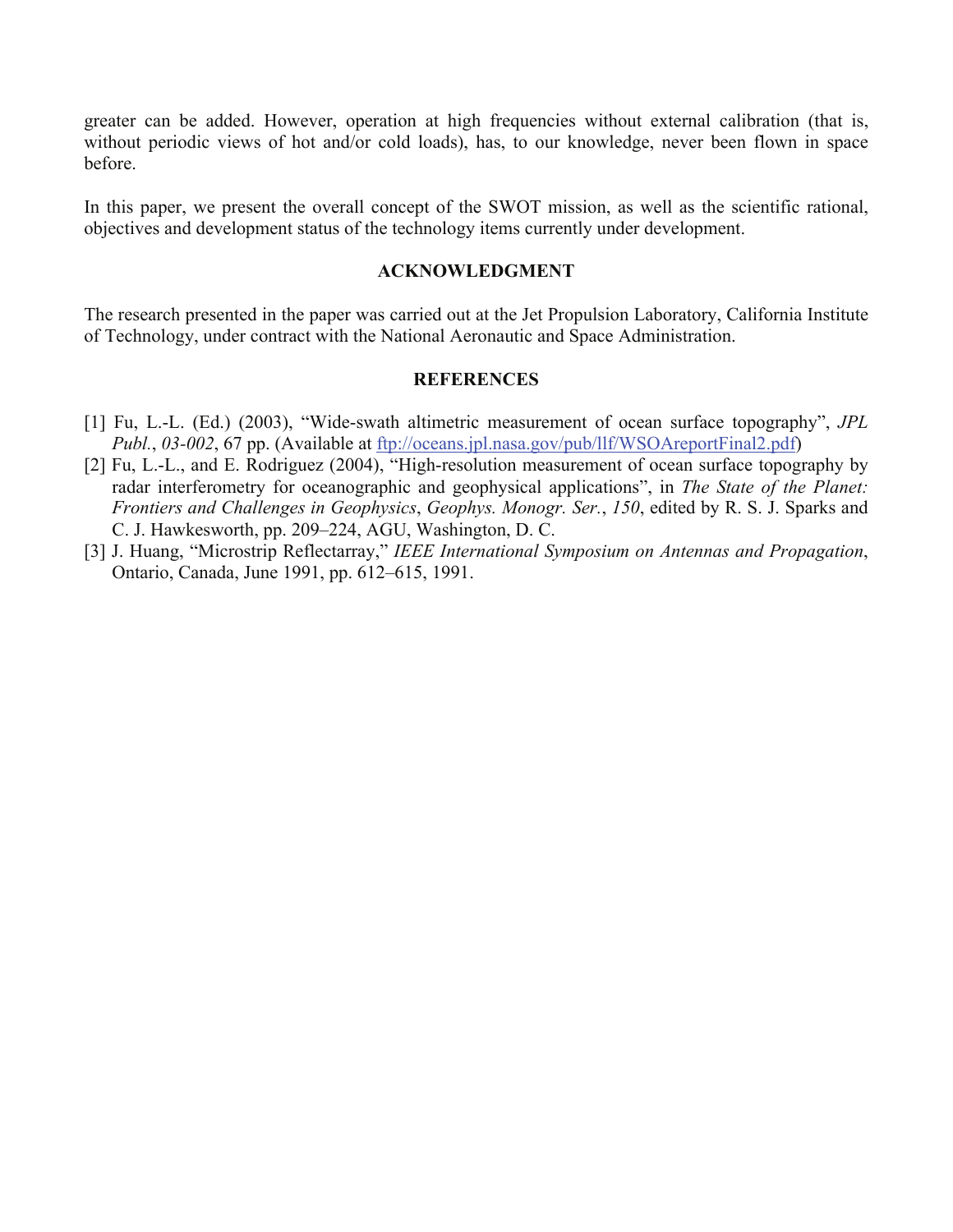greater can be added. However, operation at high frequencies without external calibration (that is, without periodic views of hot and/or cold loads), has, to our knowledge, never been flown in space before.

In this paper, we present the overall concept of the SWOT mission, as well as the scientific rational, objectives and development status of the technology items currently under development.

## ACKNOWLEDGMENT

The research presented in the paper was carried out at the Jet Propulsion Laboratory, California Institute of Technology, under contract with the National Aeronautic and Space Administration.

## REFERENCES

[1] Fu, L.-L. (Ed.) (2003), "Wide-swath altimetric measurement of ocean surface topography", *JPL Publ.*, *03-002*, 67 pp. (Available at ftp://oceans.jpl.nasa.gov/pub/llf/WSOAreportFinal2.pdf)

[2] Fu, L.-L., and E. Rodriguez (2004), "High-resolution measurement of ocean surface topography by radar interferometry for oceanographic and geophysical applications", in *The State of the Planet: Frontiers and Challenges in Geophysics*, *Geophys. Monogr. Ser.*, *150*, edited by R. S. J. Sparks and C. J. Hawkesworth, pp. 209–224, AGU, Washington, D. C.

[3] J. Huang, "Microstrip Reflectarray," *IEEE International Symposium on Antennas and Propagation*, Ontario, Canada, June 1991, pp. 612–615, 1991.